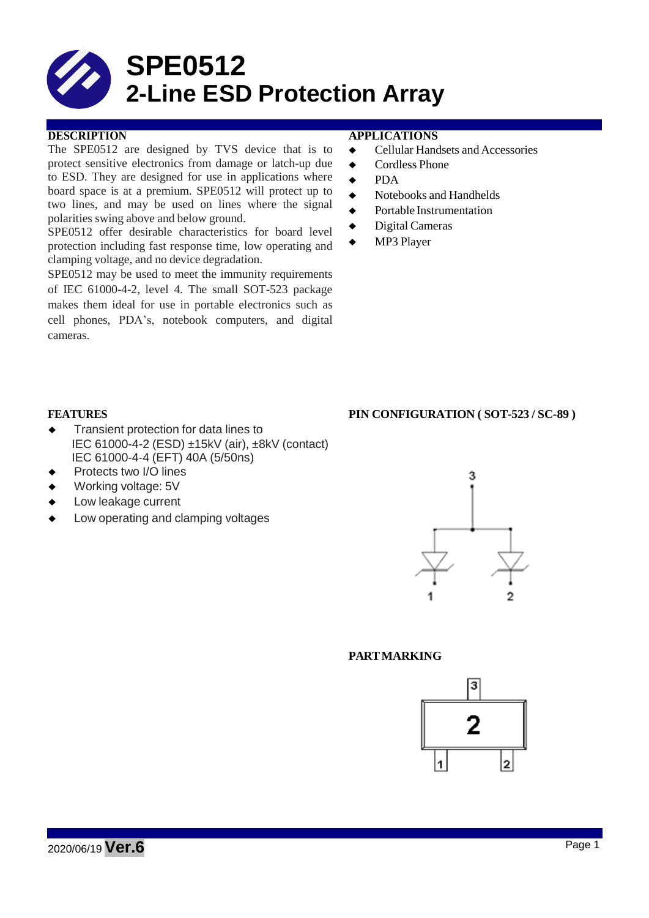# SPE0512
# 2-Line ESD Protection Array

## DESCRIPTION

The SPE0512 are designed by TVS device that is to protect sensitive electronics from damage or latch-up due to ESD. They are designed for use in applications where board space is at a premium. SPE0512 will protect up to two lines, and may be used on lines where the signal polarities swing above and below ground.

SPE0512 offer desirable characteristics for board level protection including fast response time, low operating and clamping voltage, and no device degradation.

SPE0512 may be used to meet the immunity requirements of IEC 61000-4-2, level 4. The small SOT-523 package makes them ideal for use in portable electronics such as cell phones, PDA's, notebook computers, and digital cameras.

## APPLICATIONS

- Cellular Handsets and Accessories
- Cordless Phone
- PDA
- Notebooks and Handhelds
- Portable Instrumentation
- Digital Cameras
- MP3 Player

## FEATURES

- Transient protection for data lines to
  IEC 61000-4-2 (ESD) ±15kV (air), ±8kV (contact)
  IEC 61000-4-4 (EFT) 40A (5/50ns)
- Protects two I/O lines
- Working voltage: 5V
- Low leakage current
- Low operating and clamping voltages

## PIN CONFIGURATION ( SOT-523 / SC-89 )

## PART MARKING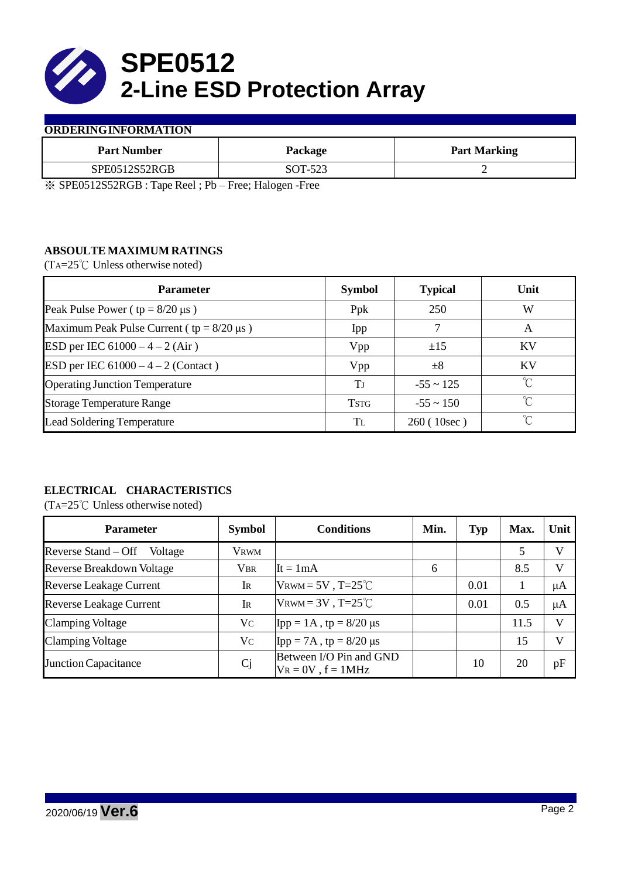# SPE0512
# 2-Line ESD Protection Array

## ORDERING INFORMATION

| Part Number | Package | Part Marking |
|---|---|---|
| SPE0512S52RGB | SOT-523 | 2 |

※ SPE0512S52RGB : Tape Reel ; Pb – Free; Halogen -Free

## ABSOULTE MAXIMUM RATINGS

($T_A$=25℃ Unless otherwise noted)

| Parameter | Symbol | Typical | Unit |
|---|---|---|---|
| Peak Pulse Power ( tp = 8/20 μs ) | Ppk | 250 | W |
| Maximum Peak Pulse Current ( tp = 8/20 μs ) | Ipp | 7 | A |
| ESD per IEC 61000 – 4 – 2 ( Air ) | Vpp | ±15 | KV |
| ESD per IEC 61000 – 4 – 2 (Contact ) | Vpp | ±8 | KV |
| Operating Junction Temperature | $T_J$ | -55 ~ 125 | ℃ |
| Storage Temperature Range | $T_{STG}$ | -55 ~ 150 | ℃ |
| Lead Soldering Temperature | $T_L$ | 260 ( 10sec ) | ℃ |

## ELECTRICAL CHARACTERISTICS

($T_A$=25℃ Unless otherwise noted)

| Parameter | Symbol | Conditions | Min. | Typ | Max. | Unit |
|---|---|---|---|---|---|---|
| Reverse Stand – Off Voltage | $V_{RWM}$ | | | | 5 | V |
| Reverse Breakdown Voltage | $V_{BR}$ | It = 1mA | 6 | | 8.5 | V |
| Reverse Leakage Current | $I_R$ | $V_{RWM}$ = 5V , T=25℃ | | 0.01 | 1 | μA |
| Reverse Leakage Current | $I_R$ | $V_{RWM}$ = 3V , T=25℃ | | 0.01 | 0.5 | μA |
| Clamping Voltage | $V_C$ | Ipp = 1A , tp = 8/20 μs | | | 11.5 | V |
| Clamping Voltage | $V_C$ | Ipp = 7A , tp = 8/20 μs | | | 15 | V |
| Junction Capacitance | Cj | Between I/O Pin and GND $V_R$ = 0V , f = 1MHz | | 10 | 20 | pF |

2020/06/19 **Ver.6**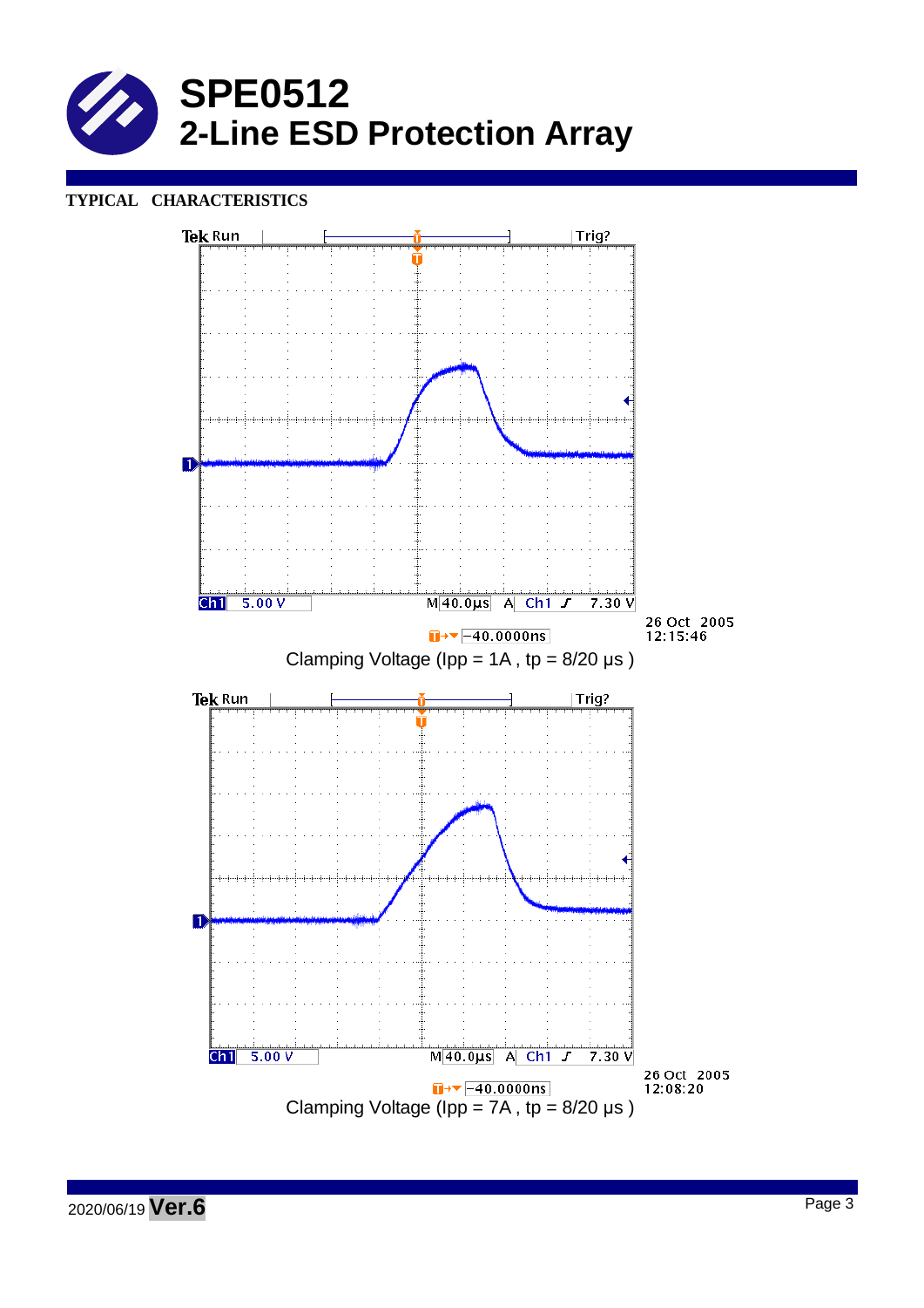# SPE0512
## 2-Line ESD Protection Array

**TYPICAL CHARACTERISTICS**

Tek Run Trig?

Ch1 5.00 V M 40.0µs A Ch1 7.30 V

-40.0000ns

26 Oct 2005 12:15:46

Clamping Voltage (Ipp = 1A , tp = 8/20 µs )

Tek Run Trig?

Ch1 5.00 V M 40.0µs A Ch1 7.30 V

-40.0000ns

26 Oct 2005 12:08:20

Clamping Voltage (Ipp = 7A , tp = 8/20 µs )

2020/06/19 **Ver.6**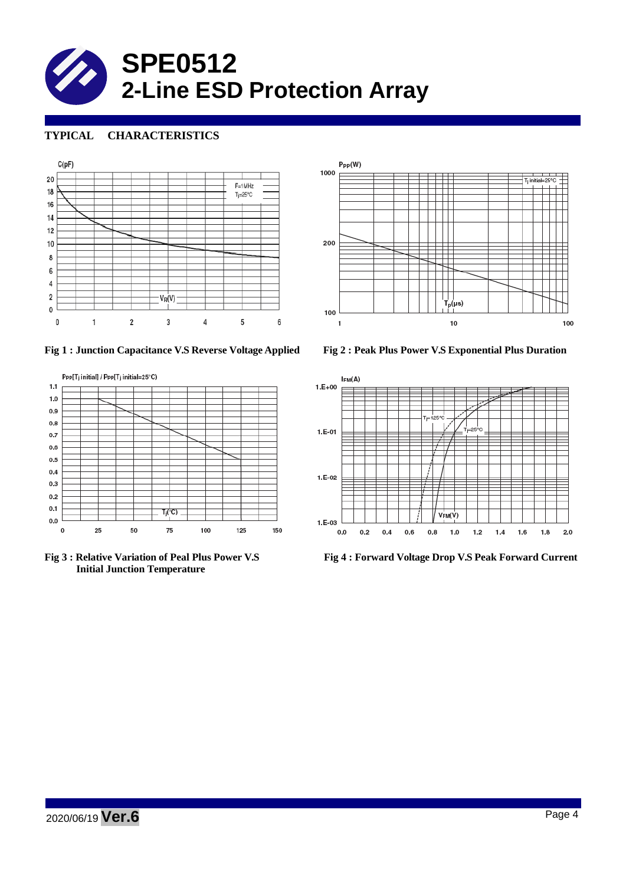## TYPICAL CHARACTERISTICS

Fig 1 : Junction Capacitance V.S Reverse Voltage Applied

Fig 2 : Peak Plus Power V.S Exponential Plus Duration

Fig 3 : Relative Variation of Peal Plus Power V.S Initial Junction Temperature

Fig 4 : Forward Voltage Drop V.S Peak Forward Current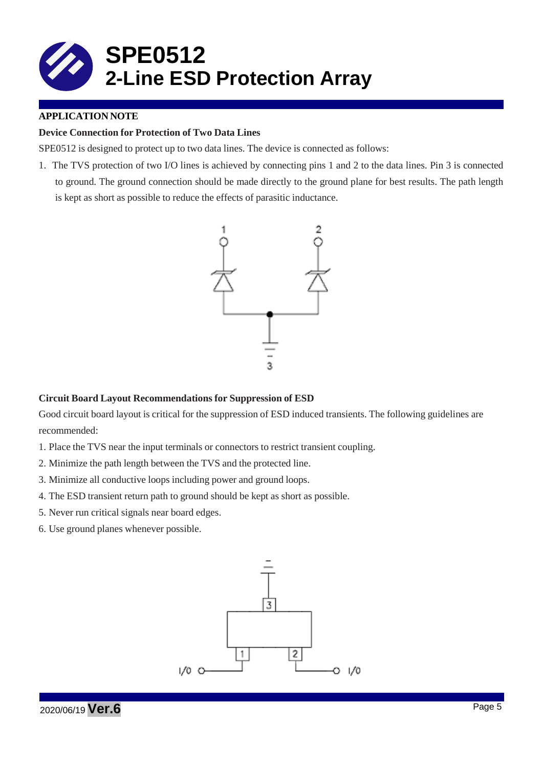# SPE0512
# 2-Line ESD Protection Array

**APPLICATION NOTE**

**Device Connection for Protection of Two Data Lines**

SPE0512 is designed to protect up to two data lines. The device is connected as follows:

1. The TVS protection of two I/O lines is achieved by connecting pins 1 and 2 to the data lines. Pin 3 is connected to ground. The ground connection should be made directly to the ground plane for best results. The path length is kept as short as possible to reduce the effects of parasitic inductance.

**Circuit Board Layout Recommendations for Suppression of ESD**

Good circuit board layout is critical for the suppression of ESD induced transients. The following guidelines are recommended:

1. Place the TVS near the input terminals or connectors to restrict transient coupling.
2. Minimize the path length between the TVS and the protected line.
3. Minimize all conductive loops including power and ground loops.
4. The ESD transient return path to ground should be kept as short as possible.
5. Never run critical signals near board edges.
6. Use ground planes whenever possible.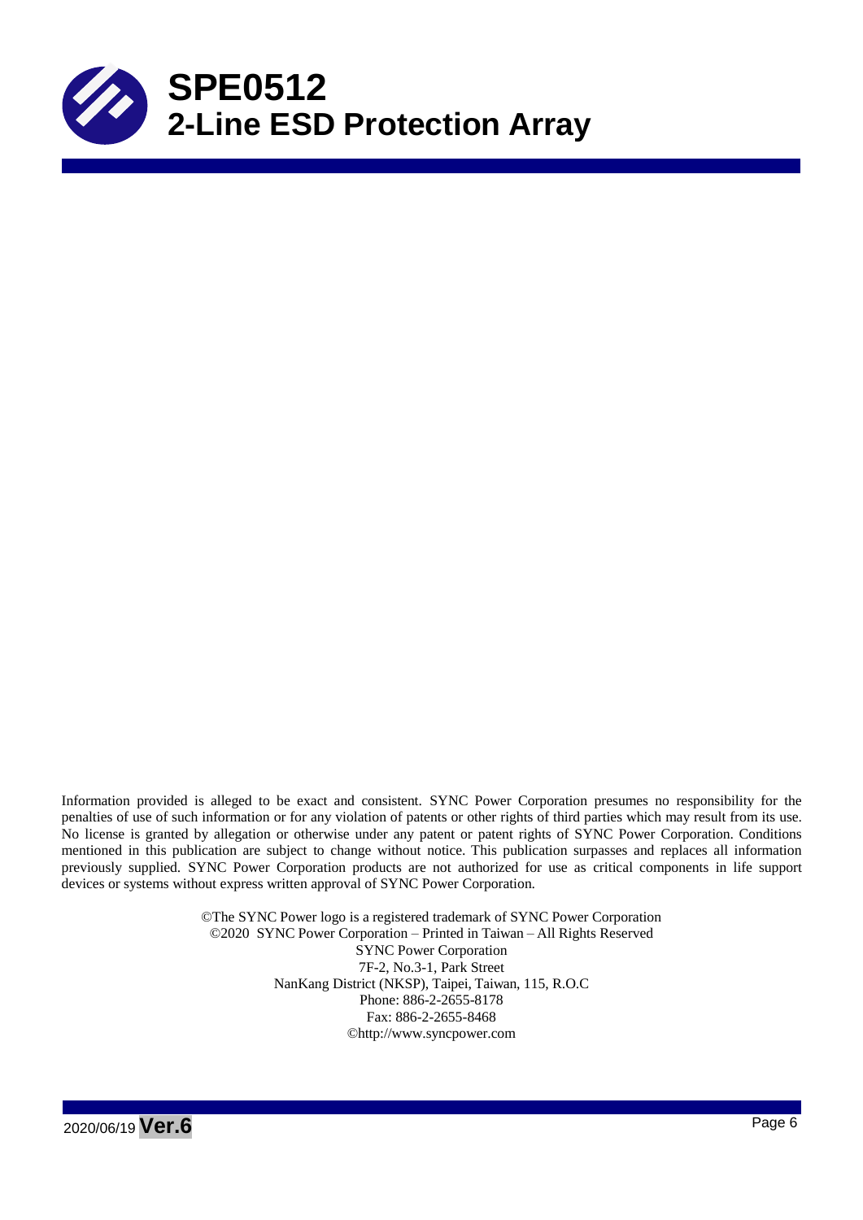Information provided is alleged to be exact and consistent. SYNC Power Corporation presumes no responsibility for the penalties of use of such information or for any violation of patents or other rights of third parties which may result from its use. No license is granted by allegation or otherwise under any patent or patent rights of SYNC Power Corporation. Conditions mentioned in this publication are subject to change without notice. This publication surpasses and replaces all information previously supplied. SYNC Power Corporation products are not authorized for use as critical components in life support devices or systems without express written approval of SYNC Power Corporation.

©The SYNC Power logo is a registered trademark of SYNC Power Corporation
©2020 SYNC Power Corporation – Printed in Taiwan – All Rights Reserved
SYNC Power Corporation
7F-2, No.3-1, Park Street
NanKang District (NKSP), Taipei, Taiwan, 115, R.O.C
Phone: 886-2-2655-8178
Fax: 886-2-2655-8468
©http://www.syncpower.com